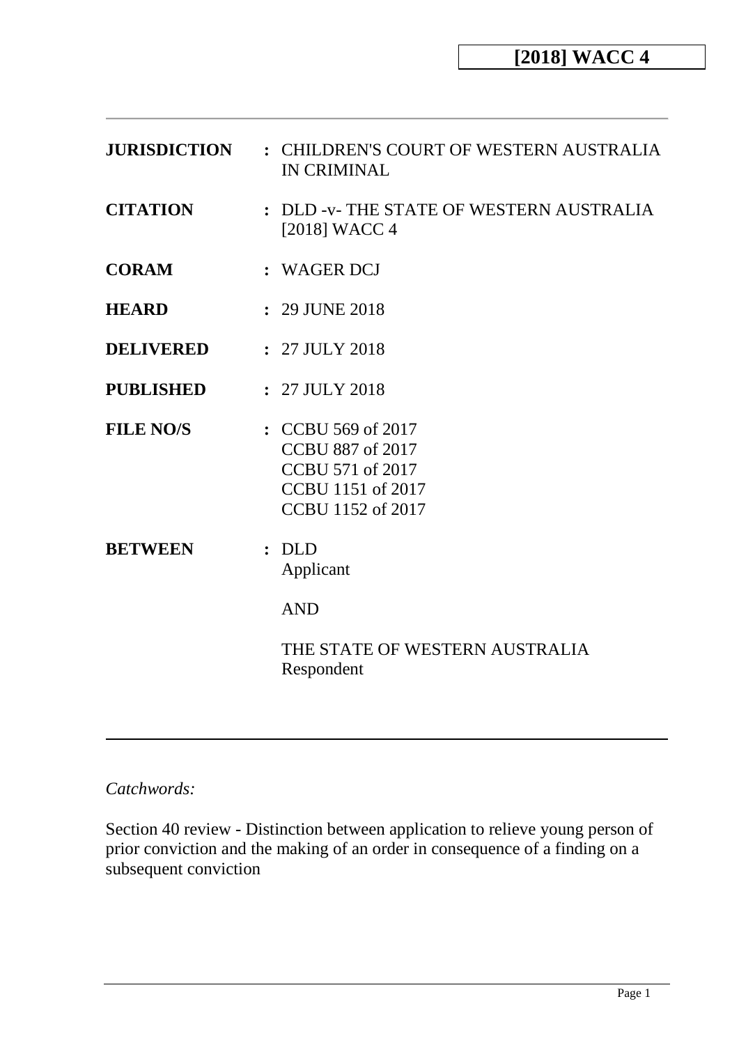**[2018] WACC 4**

---

| | | |
|---|---|---|
| **JURISDICTION** | : | CHILDREN'S COURT OF WESTERN AUSTRALIA IN CRIMINAL |
| **CITATION** | : | DLD -v- THE STATE OF WESTERN AUSTRALIA [2018] WACC 4 |
| **CORAM** | : | WAGER DCJ |
| **HEARD** | : | 29 JUNE 2018 |
| **DELIVERED** | : | 27 JULY 2018 |
| **PUBLISHED** | : | 27 JULY 2018 |
| **FILE NO/S** | : | CCBU 569 of 2017<br>CCBU 887 of 2017<br>CCBU 571 of 2017<br>CCBU 1151 of 2017<br>CCBU 1152 of 2017 |
| **BETWEEN** | : | DLD<br>Applicant<br><br>AND<br><br>THE STATE OF WESTERN AUSTRALIA<br>Respondent |

---

*Catchwords:*

Section 40 review - Distinction between application to relieve young person of prior conviction and the making of an order in consequence of a finding on a subsequent conviction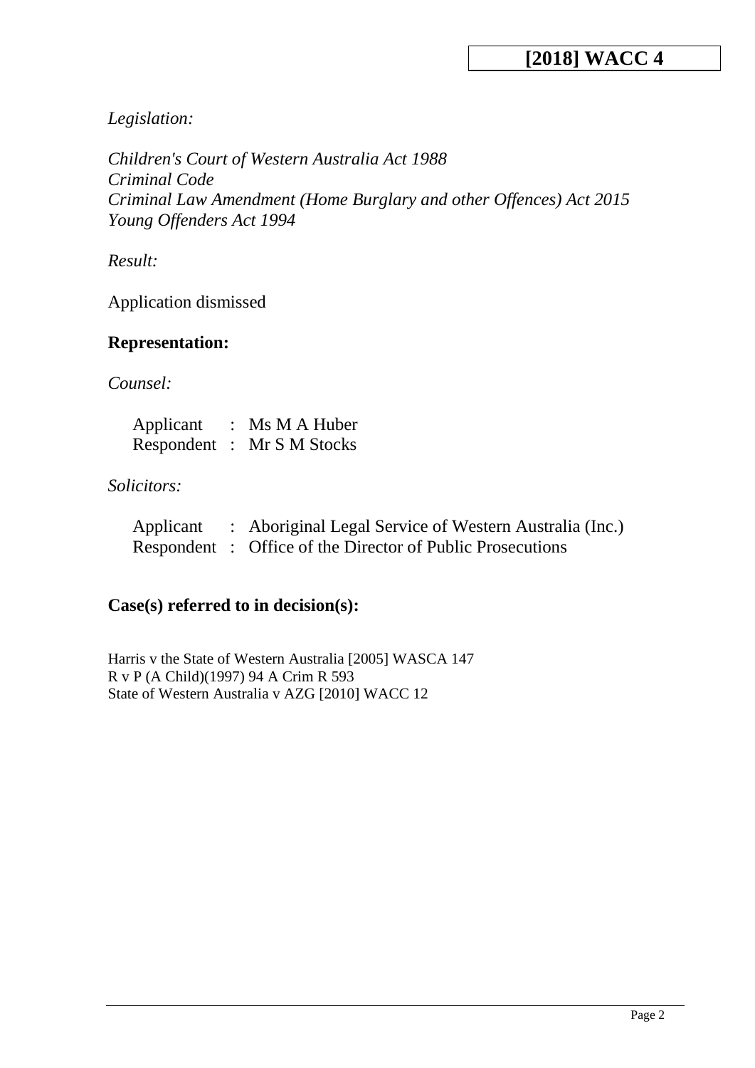*Legislation:*

*Children's Court of Western Australia Act 1988*
*Criminal Code*
*Criminal Law Amendment (Home Burglary and other Offences) Act 2015*
*Young Offenders Act 1994*

*Result:*

Application dismissed

## Representation:

*Counsel:*

| | | |
|---|---|---|
| Applicant | : | Ms M A Huber |
| Respondent | : | Mr S M Stocks |

*Solicitors:*

| | | |
|---|---|---|
| Applicant | : | Aboriginal Legal Service of Western Australia (Inc.) |
| Respondent | : | Office of the Director of Public Prosecutions |

## Case(s) referred to in decision(s):

Harris v the State of Western Australia [2005] WASCA 147
R v P (A Child)(1997) 94 A Crim R 593
State of Western Australia v AZG [2010] WACC 12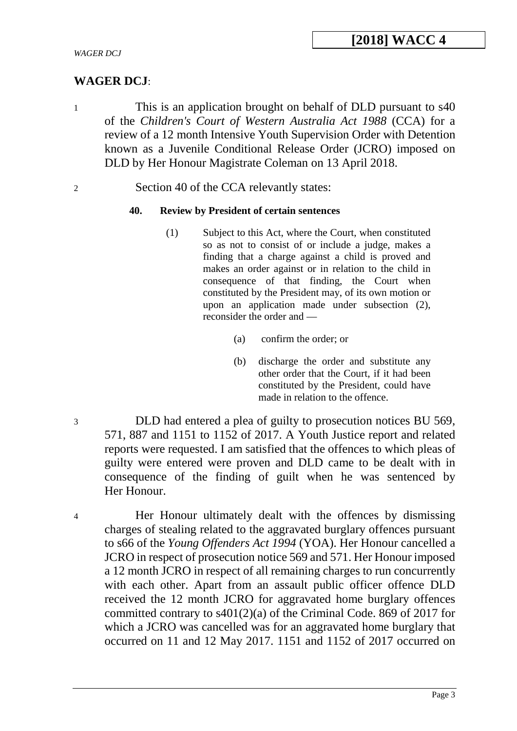**WAGER DCJ**:

1 This is an application brought on behalf of DLD pursuant to s40 of the *Children's Court of Western Australia Act 1988* (CCA) for a review of a 12 month Intensive Youth Supervision Order with Detention known as a Juvenile Conditional Release Order (JCRO) imposed on DLD by Her Honour Magistrate Coleman on 13 April 2018.

2 Section 40 of the CCA relevantly states:

> **40. Review by President of certain sentences**
>
> (1) Subject to this Act, where the Court, when constituted so as not to consist of or include a judge, makes a finding that a charge against a child is proved and makes an order against or in relation to the child in consequence of that finding, the Court when constituted by the President may, of its own motion or upon an application made under subsection (2), reconsider the order and —
>
> (a) confirm the order; or
>
> (b) discharge the order and substitute any other order that the Court, if it had been constituted by the President, could have made in relation to the offence.

3 DLD had entered a plea of guilty to prosecution notices BU 569, 571, 887 and 1151 to 1152 of 2017. A Youth Justice report and related reports were requested. I am satisfied that the offences to which pleas of guilty were entered were proven and DLD came to be dealt with in consequence of the finding of guilt when he was sentenced by Her Honour.

4 Her Honour ultimately dealt with the offences by dismissing charges of stealing related to the aggravated burglary offences pursuant to s66 of the *Young Offenders Act 1994* (YOA). Her Honour cancelled a JCRO in respect of prosecution notice 569 and 571. Her Honour imposed a 12 month JCRO in respect of all remaining charges to run concurrently with each other. Apart from an assault public officer offence DLD received the 12 month JCRO for aggravated home burglary offences committed contrary to s401(2)(a) of the Criminal Code. 869 of 2017 for which a JCRO was cancelled was for an aggravated home burglary that occurred on 11 and 12 May 2017. 1151 and 1152 of 2017 occurred on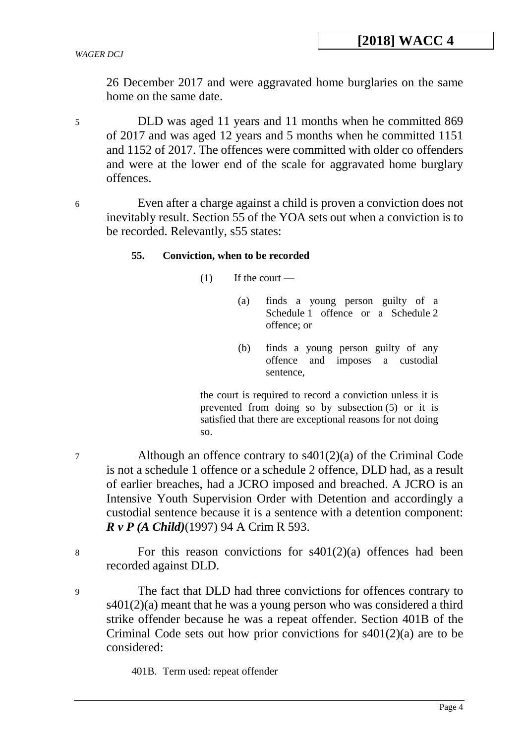26 December 2017 and were aggravated home burglaries on the same home on the same date.

5 DLD was aged 11 years and 11 months when he committed 869 of 2017 and was aged 12 years and 5 months when he committed 1151 and 1152 of 2017. The offences were committed with older co offenders and were at the lower end of the scale for aggravated home burglary offences.

6 Even after a charge against a child is proven a conviction does not inevitably result. Section 55 of the YOA sets out when a conviction is to be recorded. Relevantly, s55 states:

> **55. Conviction, when to be recorded**
>
> (1) If the court —
>
> (a) finds a young person guilty of a Schedule 1 offence or a Schedule 2 offence; or
>
> (b) finds a young person guilty of any offence and imposes a custodial sentence,
>
> the court is required to record a conviction unless it is prevented from doing so by subsection (5) or it is satisfied that there are exceptional reasons for not doing so.

7 Although an offence contrary to s401(2)(a) of the Criminal Code is not a schedule 1 offence or a schedule 2 offence, DLD had, as a result of earlier breaches, had a JCRO imposed and breached. A JCRO is an Intensive Youth Supervision Order with Detention and accordingly a custodial sentence because it is a sentence with a detention component: ***R v P (A Child)***(1997) 94 A Crim R 593.

8 For this reason convictions for s401(2)(a) offences had been recorded against DLD.

9 The fact that DLD had three convictions for offences contrary to s401(2)(a) meant that he was a young person who was considered a third strike offender because he was a repeat offender. Section 401B of the Criminal Code sets out how prior convictions for s401(2)(a) are to be considered:

> 401B. Term used: repeat offender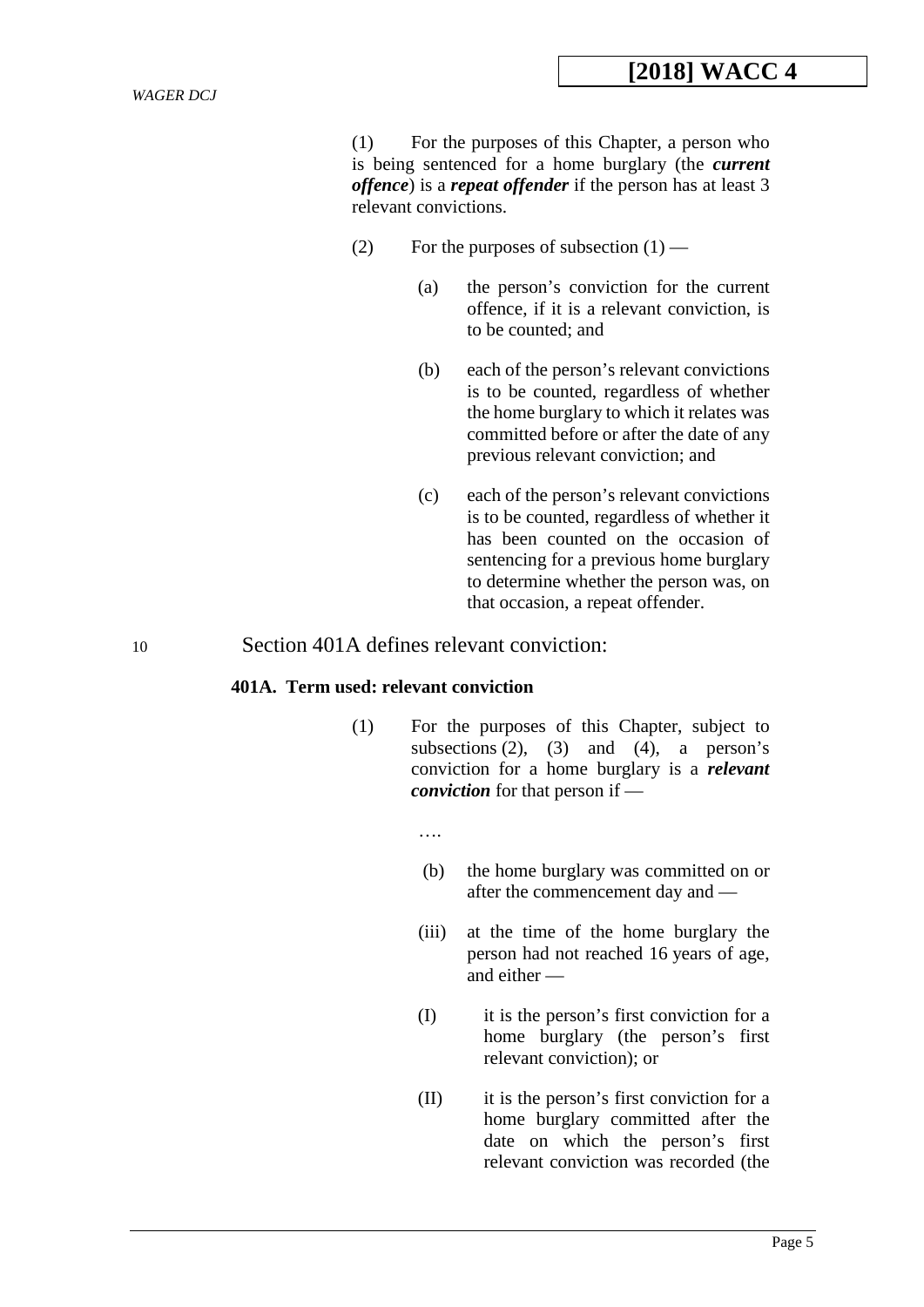(1) For the purposes of this Chapter, a person who is being sentenced for a home burglary (the ***current offence***) is a ***repeat offender*** if the person has at least 3 relevant convictions.

(2) For the purposes of subsection (1) —

(a) the person's conviction for the current offence, if it is a relevant conviction, is to be counted; and

(b) each of the person's relevant convictions is to be counted, regardless of whether the home burglary to which it relates was committed before or after the date of any previous relevant conviction; and

(c) each of the person's relevant convictions is to be counted, regardless of whether it has been counted on the occasion of sentencing for a previous home burglary to determine whether the person was, on that occasion, a repeat offender.

10 Section 401A defines relevant conviction:

**401A. Term used: relevant conviction**

(1) For the purposes of this Chapter, subject to subsections (2), (3) and (4), a person's conviction for a home burglary is a ***relevant conviction*** for that person if —

….

(b) the home burglary was committed on or after the commencement day and —

(iii) at the time of the home burglary the person had not reached 16 years of age, and either —

(I) it is the person's first conviction for a home burglary (the person's first relevant conviction); or

(II) it is the person's first conviction for a home burglary committed after the date on which the person's first relevant conviction was recorded (the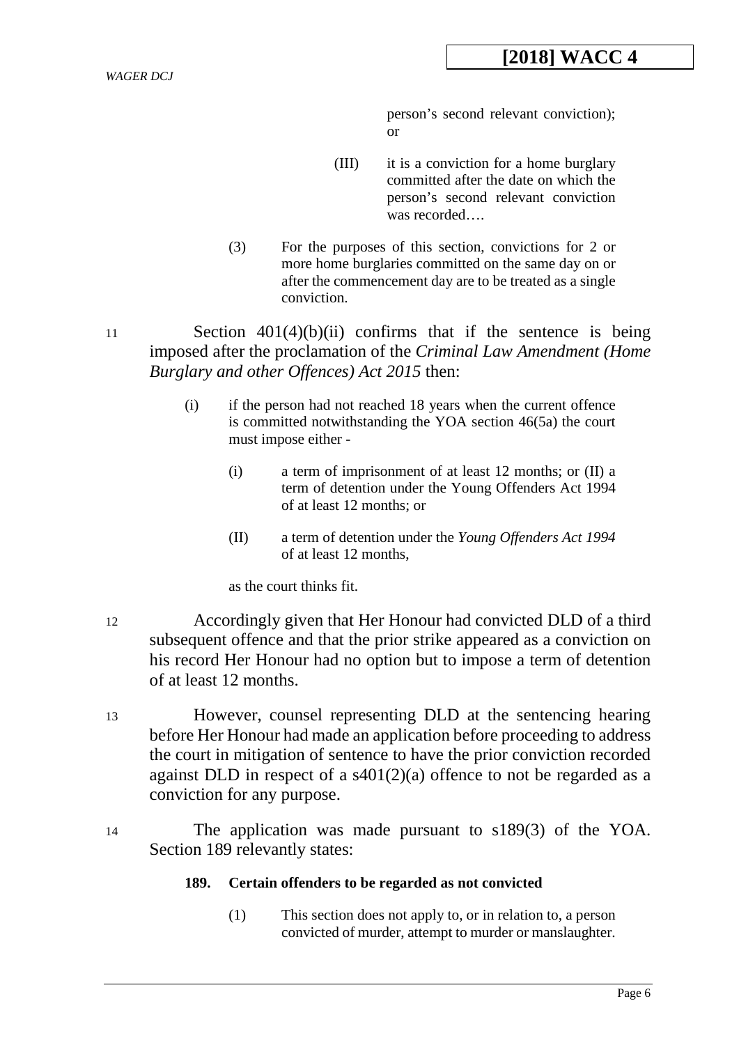person's second relevant conviction); or

(III) it is a conviction for a home burglary committed after the date on which the person's second relevant conviction was recorded….

(3) For the purposes of this section, convictions for 2 or more home burglaries committed on the same day on or after the commencement day are to be treated as a single conviction.

11 Section 401(4)(b)(ii) confirms that if the sentence is being imposed after the proclamation of the *Criminal Law Amendment (Home Burglary and other Offences) Act 2015* then:

(i) if the person had not reached 18 years when the current offence is committed notwithstanding the YOA section 46(5a) the court must impose either -

(i) a term of imprisonment of at least 12 months; or (II) a term of detention under the Young Offenders Act 1994 of at least 12 months; or

(II) a term of detention under the *Young Offenders Act 1994* of at least 12 months,

as the court thinks fit.

12 Accordingly given that Her Honour had convicted DLD of a third subsequent offence and that the prior strike appeared as a conviction on his record Her Honour had no option but to impose a term of detention of at least 12 months.

13 However, counsel representing DLD at the sentencing hearing before Her Honour had made an application before proceeding to address the court in mitigation of sentence to have the prior conviction recorded against DLD in respect of a s401(2)(a) offence to not be regarded as a conviction for any purpose.

14 The application was made pursuant to s189(3) of the YOA. Section 189 relevantly states:

**189. Certain offenders to be regarded as not convicted**

(1) This section does not apply to, or in relation to, a person convicted of murder, attempt to murder or manslaughter.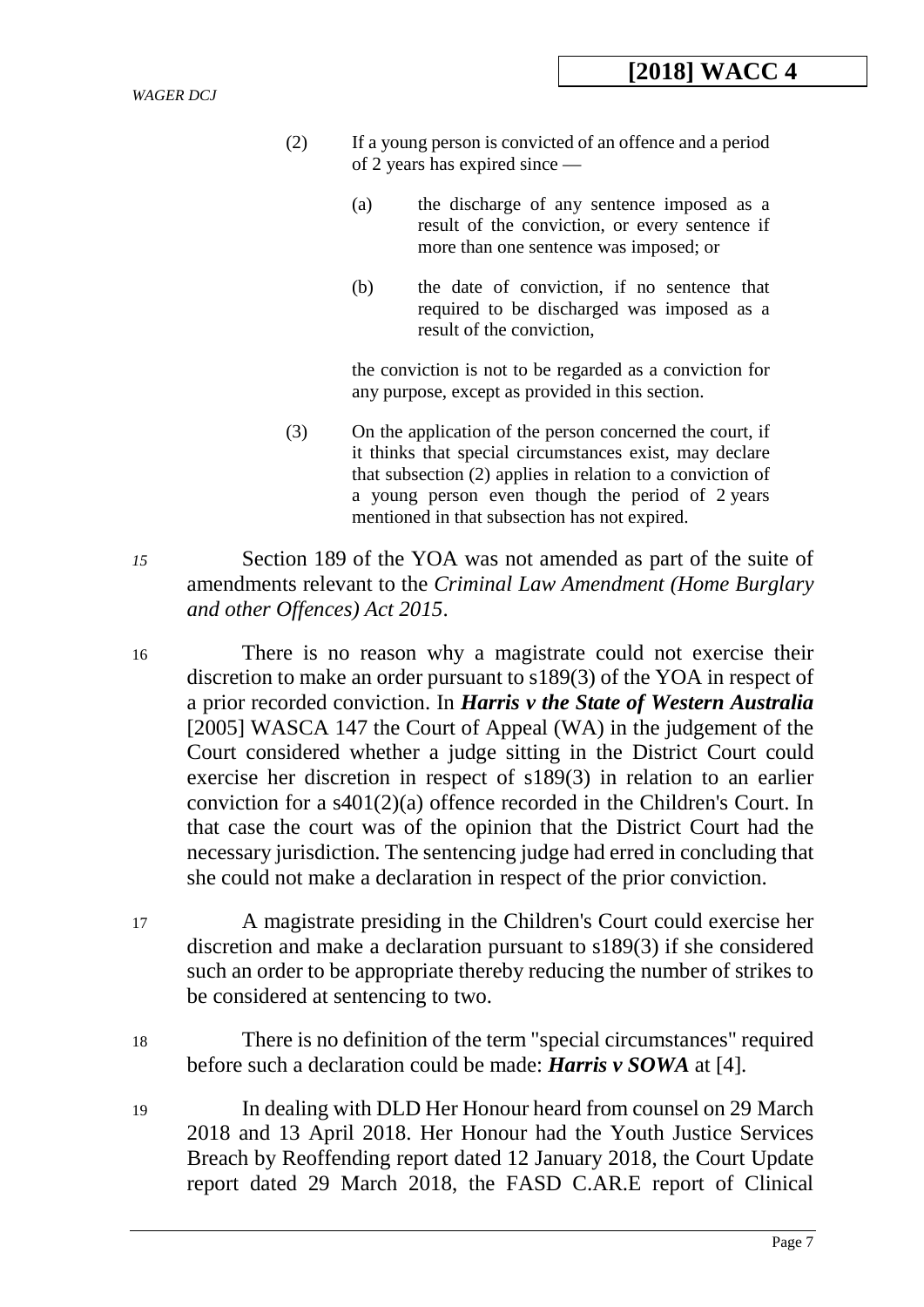> (2) If a young person is convicted of an offence and a period of 2 years has expired since —
>
> > (a) the discharge of any sentence imposed as a result of the conviction, or every sentence if more than one sentence was imposed; or
> >
> > (b) the date of conviction, if no sentence that required to be discharged was imposed as a result of the conviction,
>
> the conviction is not to be regarded as a conviction for any purpose, except as provided in this section.
>
> (3) On the application of the person concerned the court, if it thinks that special circumstances exist, may declare that subsection (2) applies in relation to a conviction of a young person even though the period of 2 years mentioned in that subsection has not expired.

15 Section 189 of the YOA was not amended as part of the suite of amendments relevant to the *Criminal Law Amendment (Home Burglary and other Offences) Act 2015*.

16 There is no reason why a magistrate could not exercise their discretion to make an order pursuant to s189(3) of the YOA in respect of a prior recorded conviction. In ***Harris v the State of Western Australia*** [2005] WASCA 147 the Court of Appeal (WA) in the judgement of the Court considered whether a judge sitting in the District Court could exercise her discretion in respect of s189(3) in relation to an earlier conviction for a s401(2)(a) offence recorded in the Children's Court. In that case the court was of the opinion that the District Court had the necessary jurisdiction. The sentencing judge had erred in concluding that she could not make a declaration in respect of the prior conviction.

17 A magistrate presiding in the Children's Court could exercise her discretion and make a declaration pursuant to s189(3) if she considered such an order to be appropriate thereby reducing the number of strikes to be considered at sentencing to two.

18 There is no definition of the term "special circumstances" required before such a declaration could be made: ***Harris v SOWA*** at [4].

19 In dealing with DLD Her Honour heard from counsel on 29 March 2018 and 13 April 2018. Her Honour had the Youth Justice Services Breach by Reoffending report dated 12 January 2018, the Court Update report dated 29 March 2018, the FASD C.AR.E report of Clinical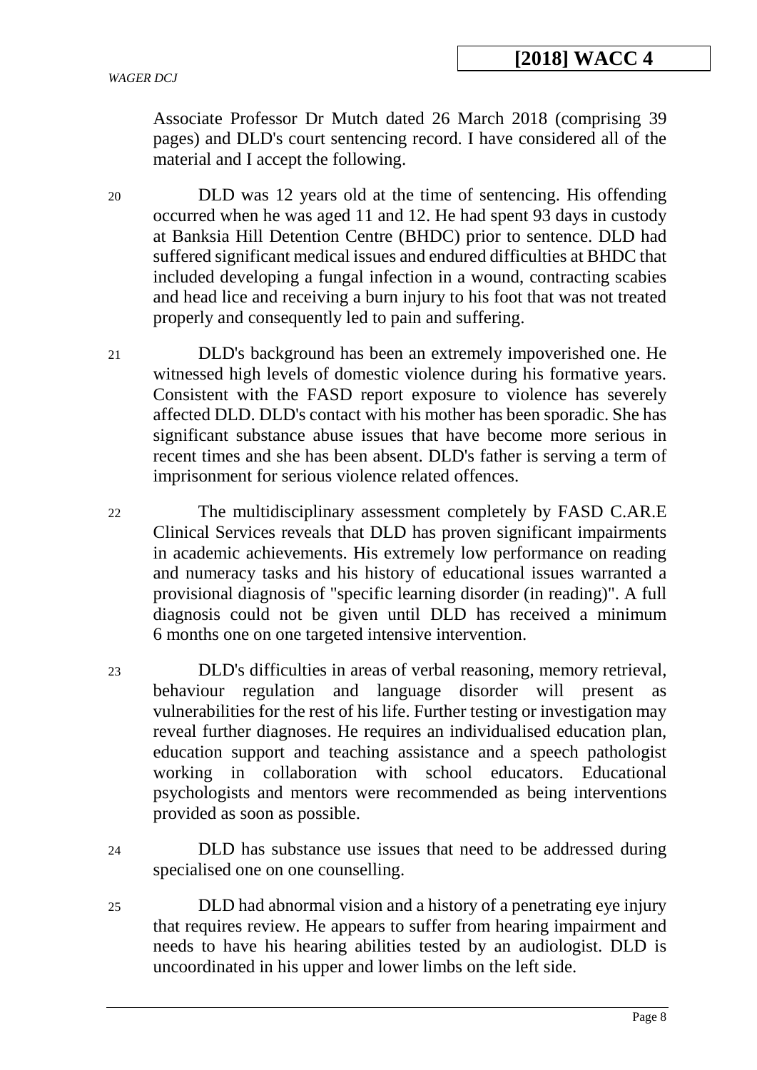Associate Professor Dr Mutch dated 26 March 2018 (comprising 39 pages) and DLD's court sentencing record. I have considered all of the material and I accept the following.

20 DLD was 12 years old at the time of sentencing. His offending occurred when he was aged 11 and 12. He had spent 93 days in custody at Banksia Hill Detention Centre (BHDC) prior to sentence. DLD had suffered significant medical issues and endured difficulties at BHDC that included developing a fungal infection in a wound, contracting scabies and head lice and receiving a burn injury to his foot that was not treated properly and consequently led to pain and suffering.

21 DLD's background has been an extremely impoverished one. He witnessed high levels of domestic violence during his formative years. Consistent with the FASD report exposure to violence has severely affected DLD. DLD's contact with his mother has been sporadic. She has significant substance abuse issues that have become more serious in recent times and she has been absent. DLD's father is serving a term of imprisonment for serious violence related offences.

22 The multidisciplinary assessment completely by FASD C.AR.E Clinical Services reveals that DLD has proven significant impairments in academic achievements. His extremely low performance on reading and numeracy tasks and his history of educational issues warranted a provisional diagnosis of "specific learning disorder (in reading)". A full diagnosis could not be given until DLD has received a minimum 6 months one on one targeted intensive intervention.

23 DLD's difficulties in areas of verbal reasoning, memory retrieval, behaviour regulation and language disorder will present as vulnerabilities for the rest of his life. Further testing or investigation may reveal further diagnoses. He requires an individualised education plan, education support and teaching assistance and a speech pathologist working in collaboration with school educators. Educational psychologists and mentors were recommended as being interventions provided as soon as possible.

24 DLD has substance use issues that need to be addressed during specialised one on one counselling.

25 DLD had abnormal vision and a history of a penetrating eye injury that requires review. He appears to suffer from hearing impairment and needs to have his hearing abilities tested by an audiologist. DLD is uncoordinated in his upper and lower limbs on the left side.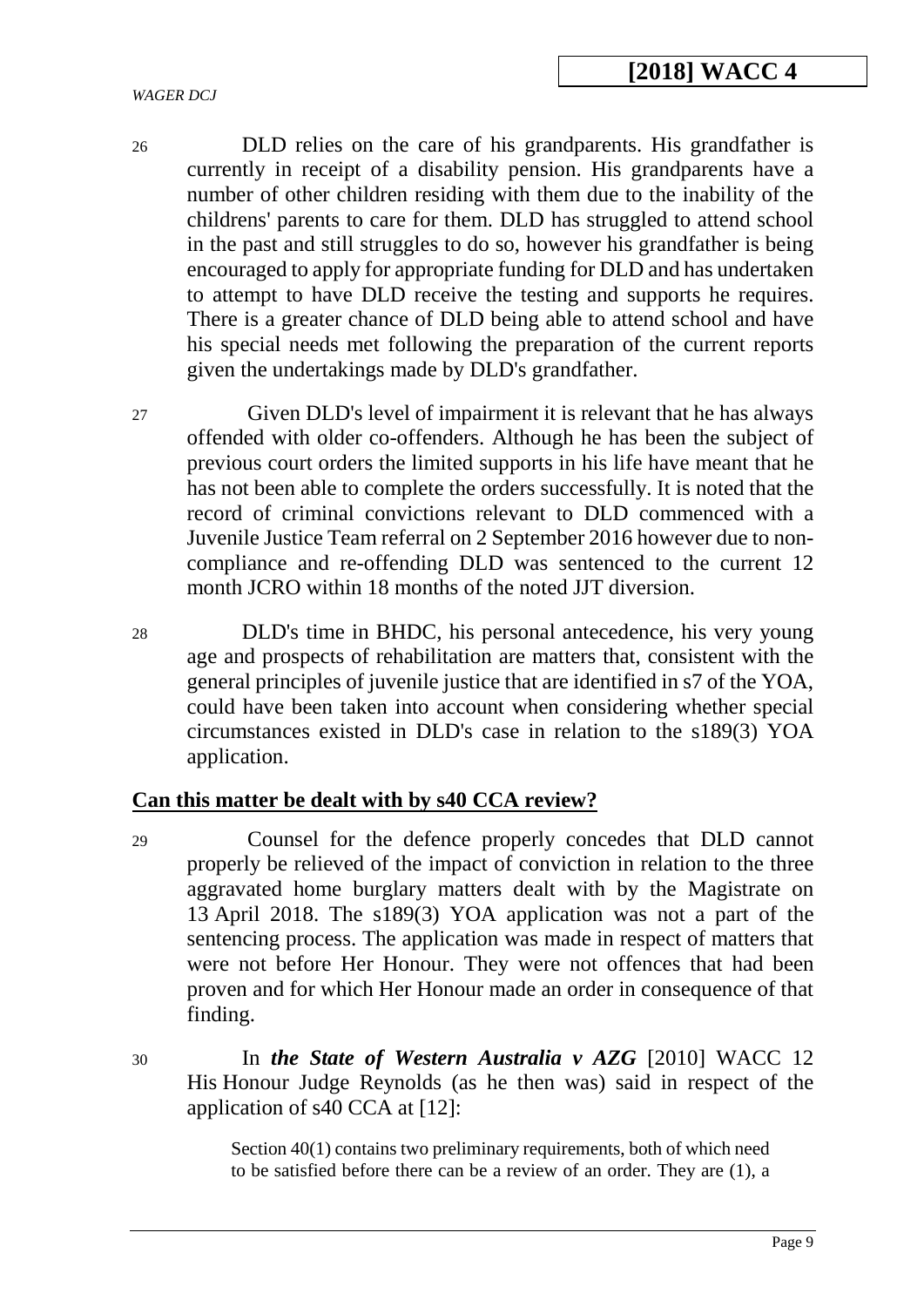26 DLD relies on the care of his grandparents. His grandfather is currently in receipt of a disability pension. His grandparents have a number of other children residing with them due to the inability of the childrens' parents to care for them. DLD has struggled to attend school in the past and still struggles to do so, however his grandfather is being encouraged to apply for appropriate funding for DLD and has undertaken to attempt to have DLD receive the testing and supports he requires. There is a greater chance of DLD being able to attend school and have his special needs met following the preparation of the current reports given the undertakings made by DLD's grandfather.

27 Given DLD's level of impairment it is relevant that he has always offended with older co-offenders. Although he has been the subject of previous court orders the limited supports in his life have meant that he has not been able to complete the orders successfully. It is noted that the record of criminal convictions relevant to DLD commenced with a Juvenile Justice Team referral on 2 September 2016 however due to non-compliance and re-offending DLD was sentenced to the current 12 month JCRO within 18 months of the noted JJT diversion.

28 DLD's time in BHDC, his personal antecedence, his very young age and prospects of rehabilitation are matters that, consistent with the general principles of juvenile justice that are identified in s7 of the YOA, could have been taken into account when considering whether special circumstances existed in DLD's case in relation to the s189(3) YOA application.

## **Can this matter be dealt with by s40 CCA review?**

29 Counsel for the defence properly concedes that DLD cannot properly be relieved of the impact of conviction in relation to the three aggravated home burglary matters dealt with by the Magistrate on 13 April 2018. The s189(3) YOA application was not a part of the sentencing process. The application was made in respect of matters that were not before Her Honour. They were not offences that had been proven and for which Her Honour made an order in consequence of that finding.

30 In ***the State of Western Australia v AZG*** [2010] WACC 12 His Honour Judge Reynolds (as he then was) said in respect of the application of s40 CCA at [12]:

> Section 40(1) contains two preliminary requirements, both of which need to be satisfied before there can be a review of an order. They are (1), a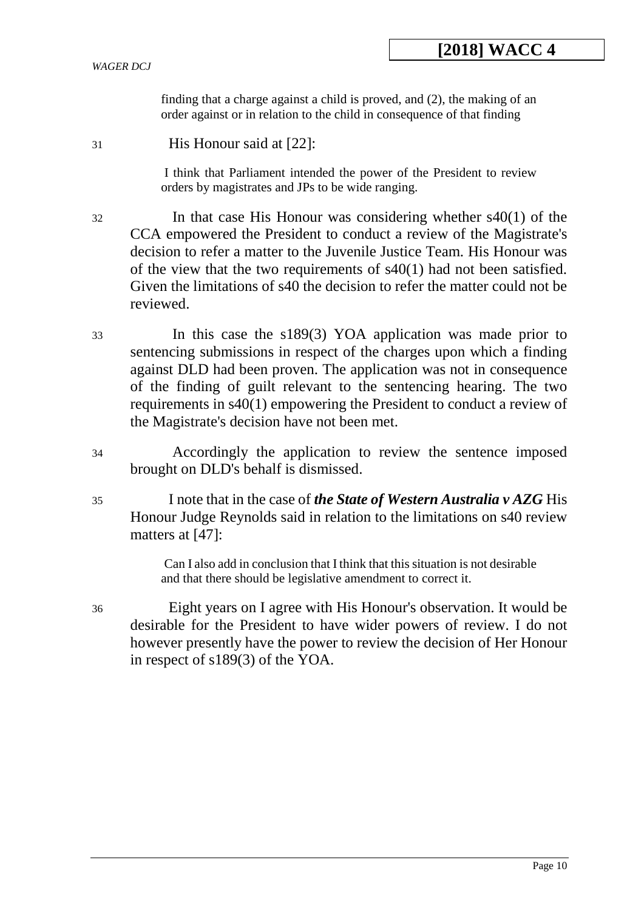> finding that a charge against a child is proved, and (2), the making of an order against or in relation to the child in consequence of that finding

31 His Honour said at [22]:

> I think that Parliament intended the power of the President to review orders by magistrates and JPs to be wide ranging.

32 In that case His Honour was considering whether s40(1) of the CCA empowered the President to conduct a review of the Magistrate's decision to refer a matter to the Juvenile Justice Team. His Honour was of the view that the two requirements of s40(1) had not been satisfied. Given the limitations of s40 the decision to refer the matter could not be reviewed.

33 In this case the s189(3) YOA application was made prior to sentencing submissions in respect of the charges upon which a finding against DLD had been proven. The application was not in consequence of the finding of guilt relevant to the sentencing hearing. The two requirements in s40(1) empowering the President to conduct a review of the Magistrate's decision have not been met.

34 Accordingly the application to review the sentence imposed brought on DLD's behalf is dismissed.

35 I note that in the case of ***the State of Western Australia v AZG*** His Honour Judge Reynolds said in relation to the limitations on s40 review matters at [47]:

> Can I also add in conclusion that I think that this situation is not desirable and that there should be legislative amendment to correct it.

36 Eight years on I agree with His Honour's observation. It would be desirable for the President to have wider powers of review. I do not however presently have the power to review the decision of Her Honour in respect of s189(3) of the YOA.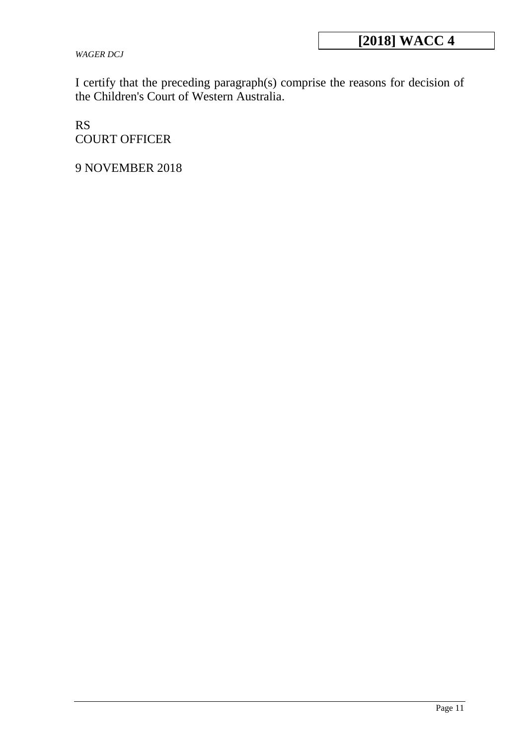I certify that the preceding paragraph(s) comprise the reasons for decision of the Children's Court of Western Australia.

RS
COURT OFFICER

9 NOVEMBER 2018